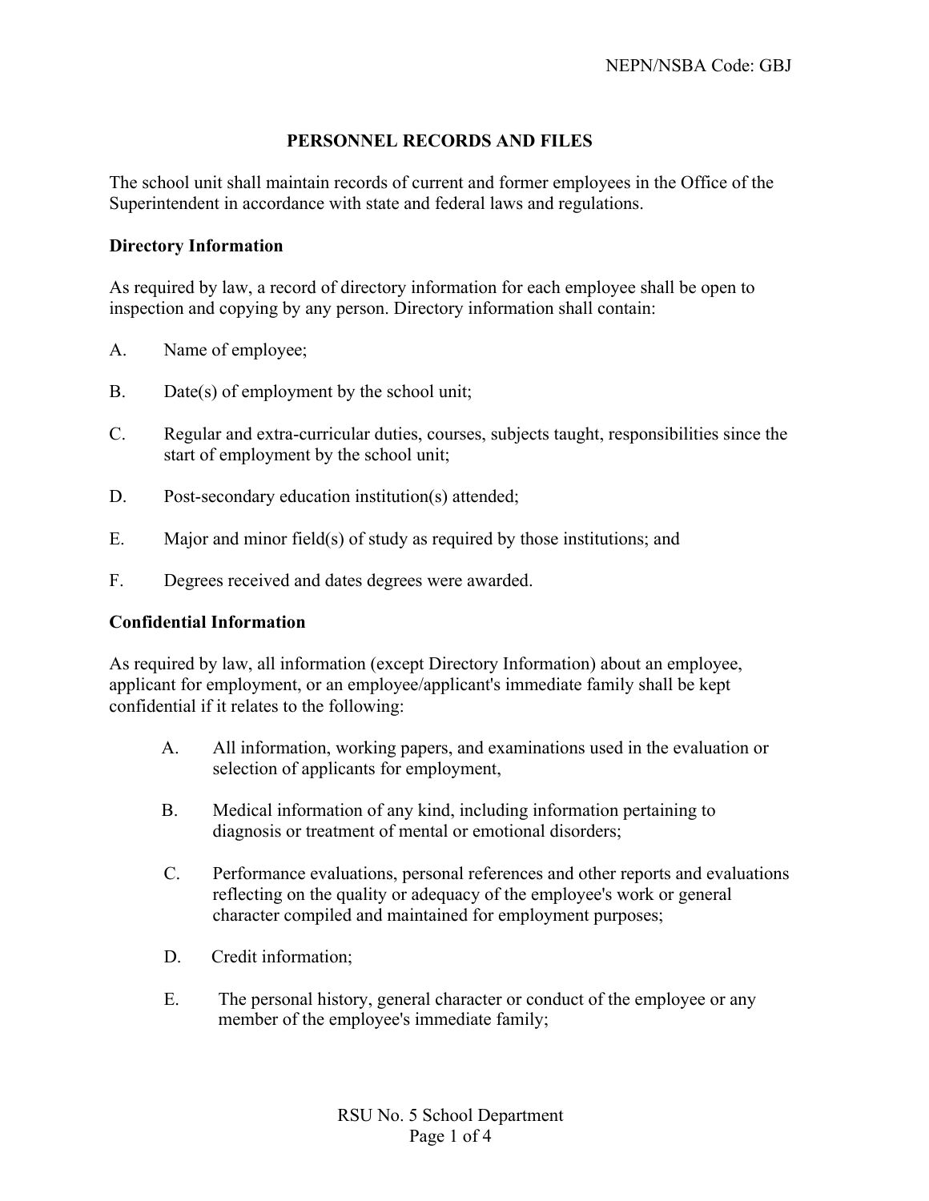# PERSONNEL RECORDS AND FILES

The school unit shall maintain records of current and former employees in the Office of the Superintendent in accordance with state and federal laws and regulations.

**Directory Information**

As required by law, a record of directory information for each employee shall be open to inspection and copying by any person. Directory information shall contain:

A. Name of employee;

B. Date(s) of employment by the school unit;

C. Regular and extra-curricular duties, courses, subjects taught, responsibilities since the start of employment by the school unit;

D. Post-secondary education institution(s) attended;

E. Major and minor field(s) of study as required by those institutions; and

F. Degrees received and dates degrees were awarded.

**Confidential Information**

As required by law, all information (except Directory Information) about an employee, applicant for employment, or an employee/applicant's immediate family shall be kept confidential if it relates to the following:

A. All information, working papers, and examinations used in the evaluation or selection of applicants for employment,

B. Medical information of any kind, including information pertaining to diagnosis or treatment of mental or emotional disorders;

C. Performance evaluations, personal references and other reports and evaluations reflecting on the quality or adequacy of the employee's work or general character compiled and maintained for employment purposes;

D. Credit information;

E. The personal history, general character or conduct of the employee or any member of the employee's immediate family;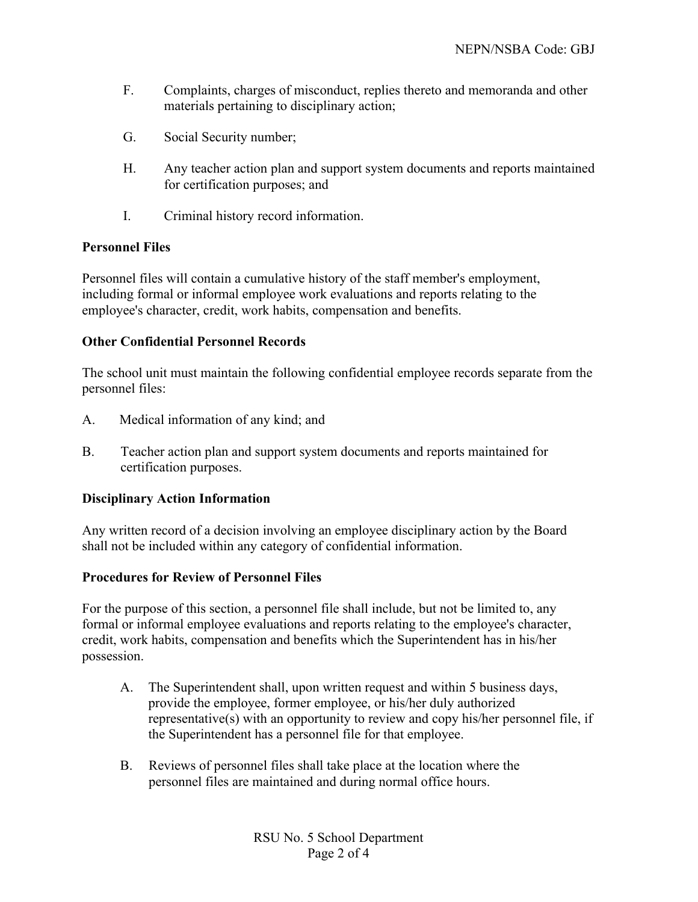F. Complaints, charges of misconduct, replies thereto and memoranda and other materials pertaining to disciplinary action;

G. Social Security number;

H. Any teacher action plan and support system documents and reports maintained for certification purposes; and

I. Criminal history record information.

**Personnel Files**

Personnel files will contain a cumulative history of the staff member's employment, including formal or informal employee work evaluations and reports relating to the employee's character, credit, work habits, compensation and benefits.

**Other Confidential Personnel Records**

The school unit must maintain the following confidential employee records separate from the personnel files:

A. Medical information of any kind; and

B. Teacher action plan and support system documents and reports maintained for certification purposes.

**Disciplinary Action Information**

Any written record of a decision involving an employee disciplinary action by the Board shall not be included within any category of confidential information.

**Procedures for Review of Personnel Files**

For the purpose of this section, a personnel file shall include, but not be limited to, any formal or informal employee evaluations and reports relating to the employee's character, credit, work habits, compensation and benefits which the Superintendent has in his/her possession.

A. The Superintendent shall, upon written request and within 5 business days, provide the employee, former employee, or his/her duly authorized representative(s) with an opportunity to review and copy his/her personnel file, if the Superintendent has a personnel file for that employee.

B. Reviews of personnel files shall take place at the location where the personnel files are maintained and during normal office hours.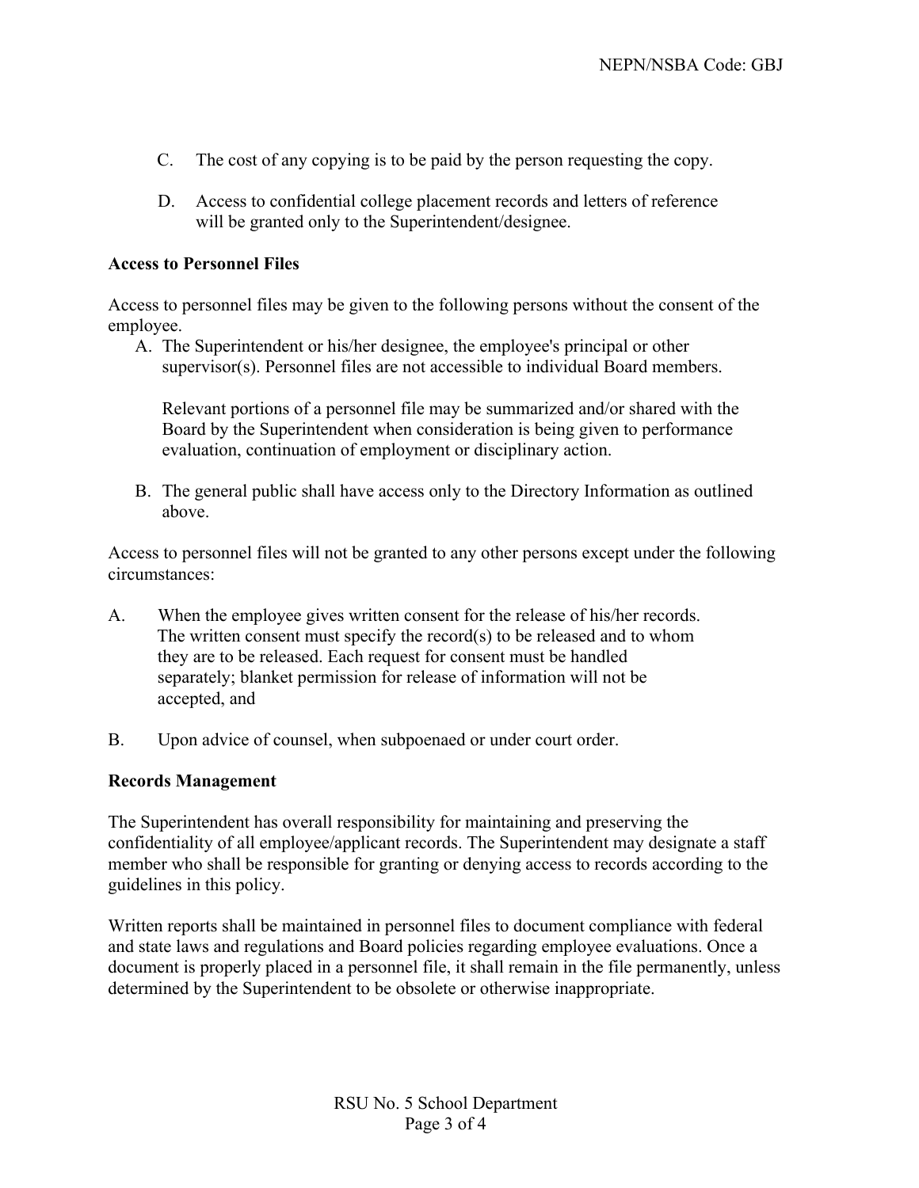C. The cost of any copying is to be paid by the person requesting the copy.

D. Access to confidential college placement records and letters of reference will be granted only to the Superintendent/designee.

**Access to Personnel Files**

Access to personnel files may be given to the following persons without the consent of the employee.

A. The Superintendent or his/her designee, the employee's principal or other supervisor(s). Personnel files are not accessible to individual Board members.

   Relevant portions of a personnel file may be summarized and/or shared with the Board by the Superintendent when consideration is being given to performance evaluation, continuation of employment or disciplinary action.

B. The general public shall have access only to the Directory Information as outlined above.

Access to personnel files will not be granted to any other persons except under the following circumstances:

A. When the employee gives written consent for the release of his/her records. The written consent must specify the record(s) to be released and to whom they are to be released. Each request for consent must be handled separately; blanket permission for release of information will not be accepted, and

B. Upon advice of counsel, when subpoenaed or under court order.

**Records Management**

The Superintendent has overall responsibility for maintaining and preserving the confidentiality of all employee/applicant records. The Superintendent may designate a staff member who shall be responsible for granting or denying access to records according to the guidelines in this policy.

Written reports shall be maintained in personnel files to document compliance with federal and state laws and regulations and Board policies regarding employee evaluations. Once a document is properly placed in a personnel file, it shall remain in the file permanently, unless determined by the Superintendent to be obsolete or otherwise inappropriate.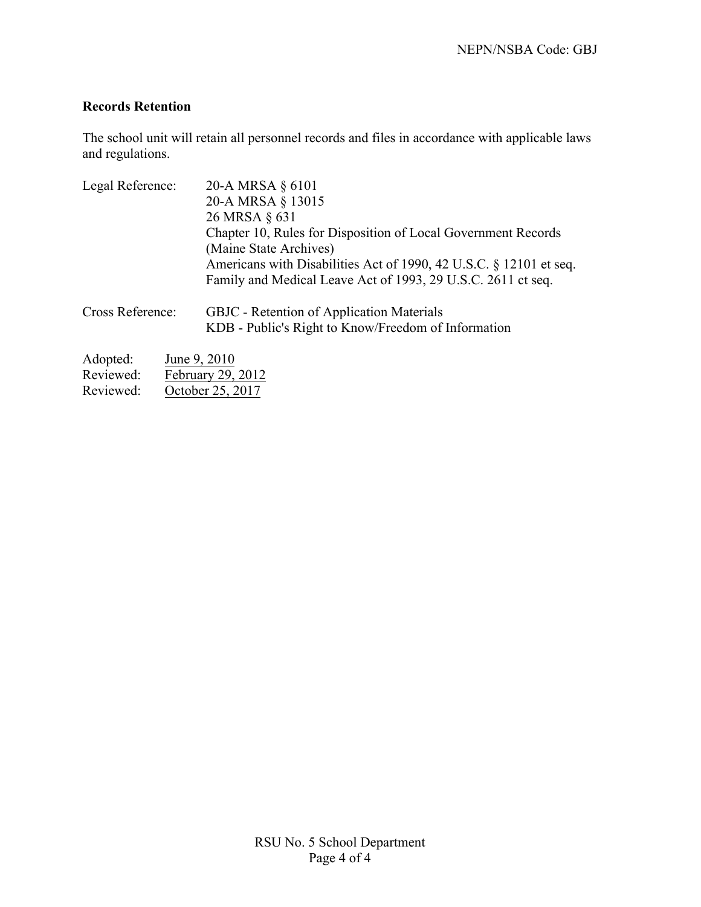### Records Retention

The school unit will retain all personnel records and files in accordance with applicable laws and regulations.

Legal Reference: 20-A MRSA § 6101
20-A MRSA § 13015
26 MRSA § 631
Chapter 10, Rules for Disposition of Local Government Records (Maine State Archives)
Americans with Disabilities Act of 1990, 42 U.S.C. § 12101 et seq.
Family and Medical Leave Act of 1993, 29 U.S.C. 2611 ct seq.

Cross Reference: GBJC - Retention of Application Materials
KDB - Public's Right to Know/Freedom of Information

Adopted: June 9, 2010
Reviewed: February 29, 2012
Reviewed: October 25, 2017